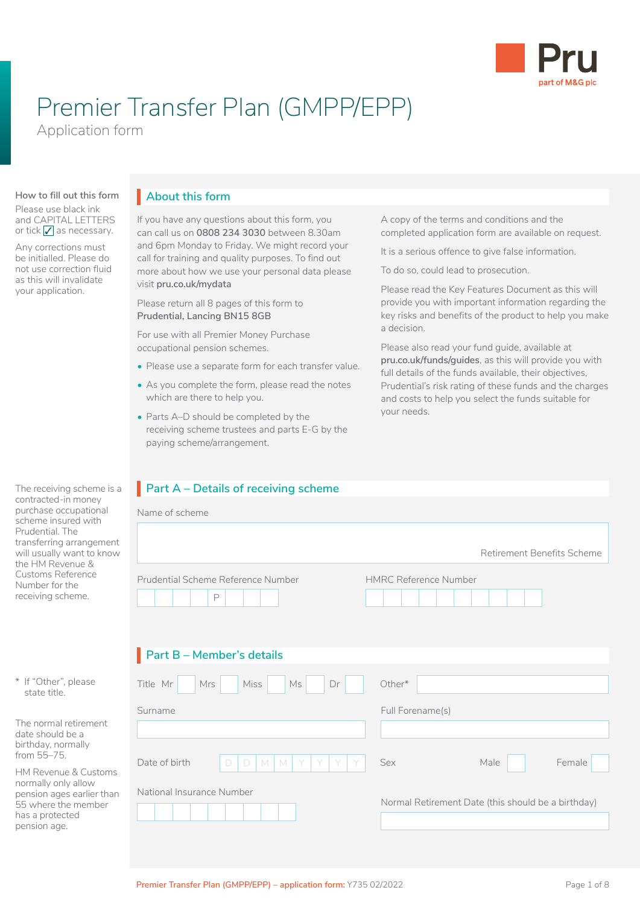Pru
part of M&G plc

# Premier Transfer Plan (GMPP/EPP)

Application form

**How to fill out this form**

Please use black ink and CAPITAL LETTERS or tick ☑ as necessary.

Any corrections must be initialled. Please do not use correction fluid as this will invalidate your application.

## About this form

If you have any questions about this form, you can call us on **0808 234 3030** between 8.30am and 6pm Monday to Friday. We might record your call for training and quality purposes. To find out more about how we use your personal data please visit **pru.co.uk/mydata**

Please return all 8 pages of this form to **Prudential, Lancing BN15 8GB**

For use with all Premier Money Purchase occupational pension schemes.

- Please use a separate form for each transfer value.
- As you complete the form, please read the notes which are there to help you.
- Parts A–D should be completed by the receiving scheme trustees and parts E-G by the paying scheme/arrangement.

A copy of the terms and conditions and the completed application form are available on request.

It is a serious offence to give false information.

To do so, could lead to prosecution.

Please read the Key Features Document as this will provide you with important information regarding the key risks and benefits of the product to help you make a decision.

Please also read your fund guide, available at **pru.co.uk/funds/guides**, as this will provide you with full details of the funds available, their objectives, Prudential's risk rating of these funds and the charges and costs to help you select the funds suitable for your needs.

## Part A – Details of receiving scheme

The receiving scheme is a contracted-in money purchase occupational scheme insured with Prudential. The transferring arrangement will usually want to know the HM Revenue & Customs Reference Number for the receiving scheme.

Name of scheme

Retirement Benefits Scheme

Prudential Scheme Reference Number

| | | | | P | | | |
|---|---|---|---|---|---|---|---|

HMRC Reference Number

| | | | | | | | | | |
|---|---|---|---|---|---|---|---|---|---|

## Part B – Member's details

\* If "Other", please state title.

Title Mr ☐ Mrs ☐ Miss ☐ Ms ☐ Dr ☐ Other* \_\_\_\_\_\_\_\_

Surname \_\_\_\_\_\_\_\_

Full Forename(s) \_\_\_\_\_\_\_\_

Date of birth D D M M Y Y Y Y

Sex Male ☐ Female ☐

National Insurance Number

| | | | | | | | | |
|---|---|---|---|---|---|---|---|---|

The normal retirement date should be a birthday, normally from 55–75.

HM Revenue & Customs normally only allow pension ages earlier than 55 where the member has a protected pension age.

Normal Retirement Date (this should be a birthday) \_\_\_\_\_\_\_\_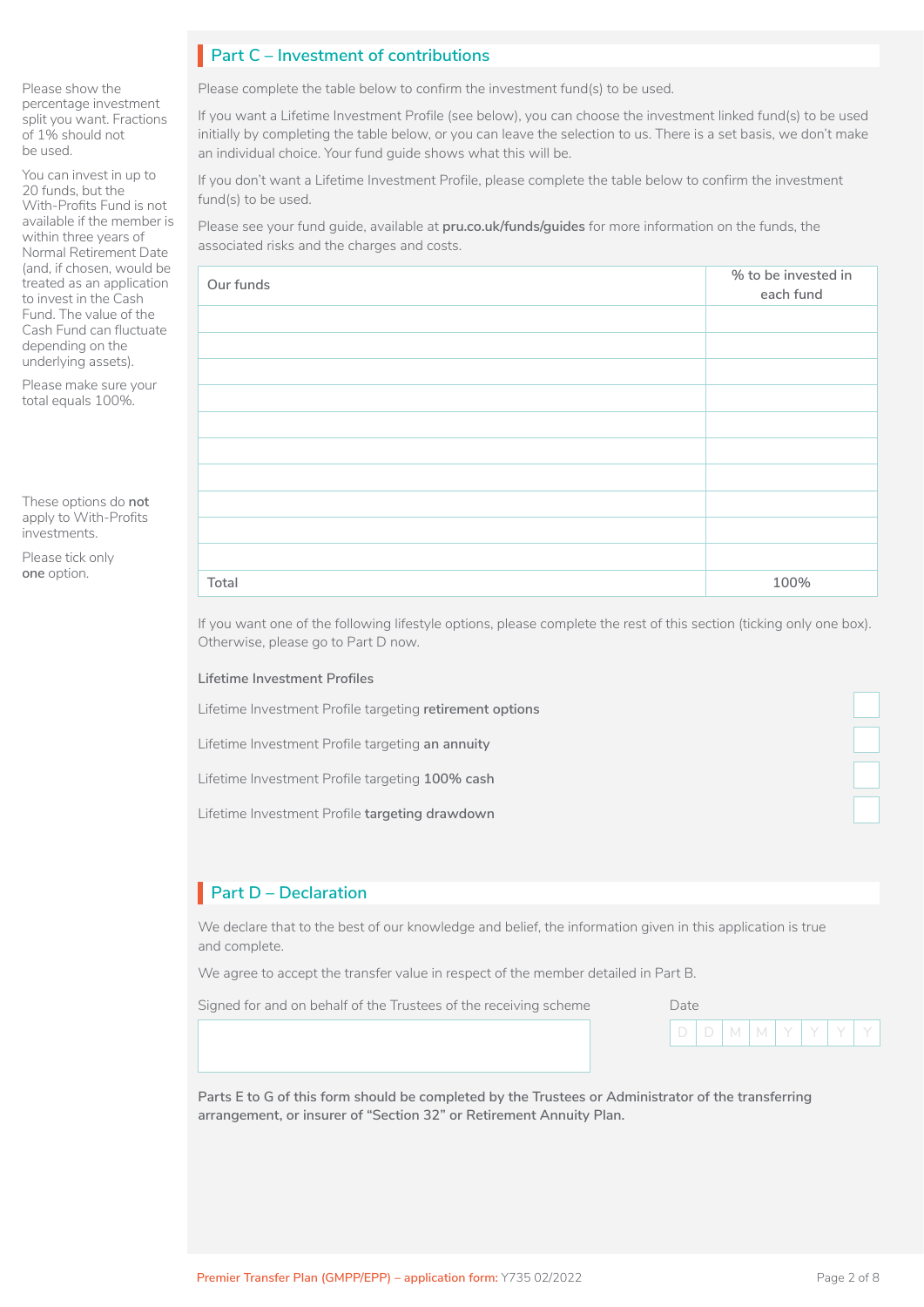## Part C – Investment of contributions

Please show the percentage investment split you want. Fractions of 1% should not be used.

You can invest in up to 20 funds, but the With-Profits Fund is not available if the member is within three years of Normal Retirement Date (and, if chosen, would be treated as an application to invest in the Cash Fund. The value of the Cash Fund can fluctuate depending on the underlying assets).

Please make sure your total equals 100%.

Please complete the table below to confirm the investment fund(s) to be used.

If you want a Lifetime Investment Profile (see below), you can choose the investment linked fund(s) to be used initially by completing the table below, or you can leave the selection to us. There is a set basis, we don't make an individual choice. Your fund guide shows what this will be.

If you don't want a Lifetime Investment Profile, please complete the table below to confirm the investment fund(s) to be used.

Please see your fund guide, available at **pru.co.uk/funds/guides** for more information on the funds, the associated risks and the charges and costs.

| Our funds | % to be invested in each fund |
|---|---|
| | |
| | |
| | |
| | |
| | |
| | |
| | |
| | |
| | |
| | |
| Total | 100% |

If you want one of the following lifestyle options, please complete the rest of this section (ticking only one box). Otherwise, please go to Part D now.

These options do **not** apply to With-Profits investments.

Please tick only **one** option.

**Lifetime Investment Profiles**

- Lifetime Investment Profile targeting **retirement options** ☐
- Lifetime Investment Profile targeting **an annuity** ☐
- Lifetime Investment Profile targeting **100% cash** ☐
- Lifetime Investment Profile **targeting drawdown** ☐

## Part D – Declaration

We declare that to the best of our knowledge and belief, the information given in this application is true and complete.

We agree to accept the transfer value in respect of the member detailed in Part B.

Signed for and on behalf of the Trustees of the receiving scheme

Date D D M M Y Y Y Y

**Parts E to G of this form should be completed by the Trustees or Administrator of the transferring arrangement, or insurer of "Section 32" or Retirement Annuity Plan.**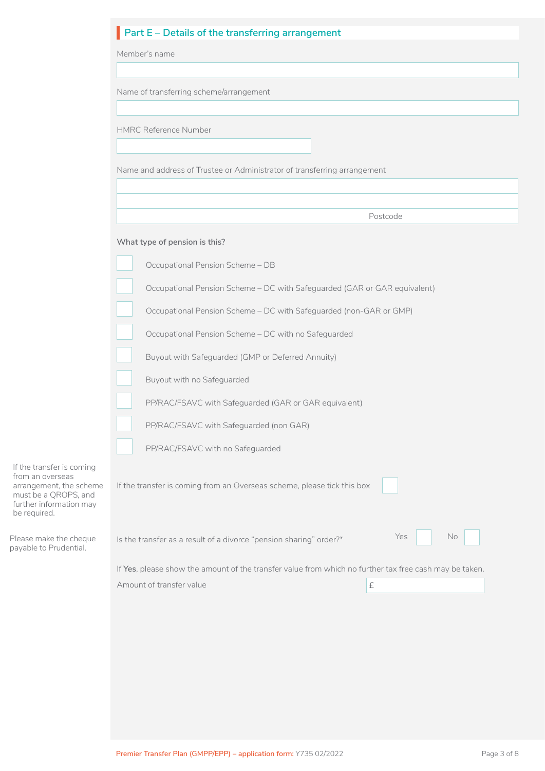## Part E – Details of the transferring arrangement

Member's name

Name of transferring scheme/arrangement

HMRC Reference Number

Name and address of Trustee or Administrator of transferring arrangement

Postcode

**What type of pension is this?**

- [ ] Occupational Pension Scheme – DB
- [ ] Occupational Pension Scheme – DC with Safeguarded (GAR or GAR equivalent)
- [ ] Occupational Pension Scheme – DC with Safeguarded (non-GAR or GMP)
- [ ] Occupational Pension Scheme – DC with no Safeguarded
- [ ] Buyout with Safeguarded (GMP or Deferred Annuity)
- [ ] Buyout with no Safeguarded
- [ ] PP/RAC/FSAVC with Safeguarded (GAR or GAR equivalent)
- [ ] PP/RAC/FSAVC with Safeguarded (non GAR)
- [ ] PP/RAC/FSAVC with no Safeguarded

If the transfer is coming from an overseas arrangement, the scheme must be a QROPS, and further information may be required.

If the transfer is coming from an Overseas scheme, please tick this box [ ]

Please make the cheque payable to Prudential.

Is the transfer as a result of a divorce "pension sharing" order?* Yes [ ] No [ ]

If **Yes**, please show the amount of the transfer value from which no further tax free cash may be taken.

Amount of transfer value £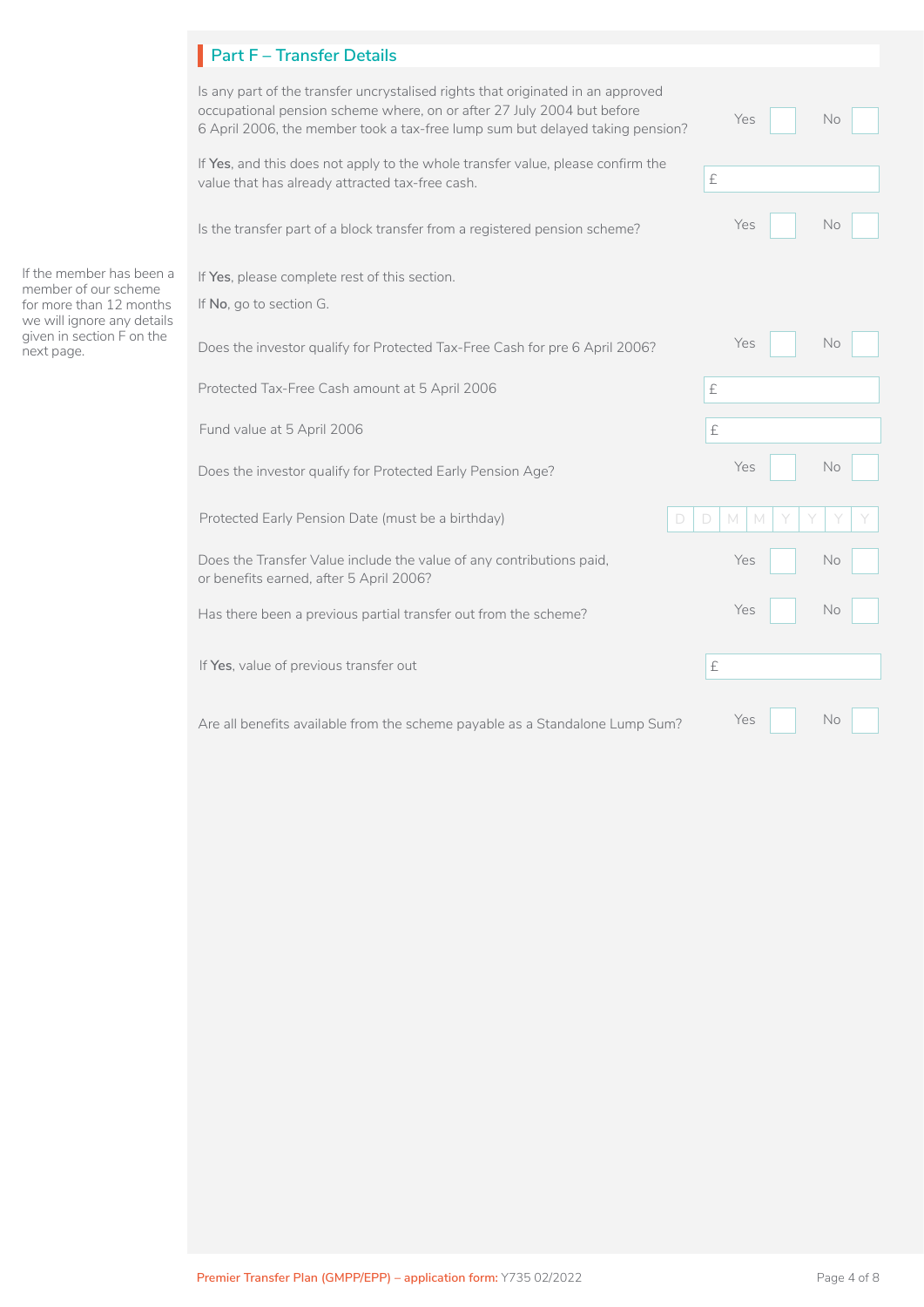## Part F – Transfer Details

Is any part of the transfer uncrystalised rights that originated in an approved occupational pension scheme where, on or after 27 July 2004 but before 6 April 2006, the member took a tax-free lump sum but delayed taking pension? Yes ☐ No ☐

If **Yes**, and this does not apply to the whole transfer value, please confirm the value that has already attracted tax-free cash. £

Is the transfer part of a block transfer from a registered pension scheme? Yes ☐ No ☐

If the member has been a member of our scheme for more than 12 months we will ignore any details given in section F on the next page.

If **Yes**, please complete rest of this section.

If **No**, go to section G.

Does the investor qualify for Protected Tax-Free Cash for pre 6 April 2006? Yes ☐ No ☐

Protected Tax-Free Cash amount at 5 April 2006 £

Fund value at 5 April 2006 £

Does the investor qualify for Protected Early Pension Age? Yes ☐ No ☐

Protected Early Pension Date (must be a birthday) D D M M Y Y Y Y

Does the Transfer Value include the value of any contributions paid, or benefits earned, after 5 April 2006? Yes ☐ No ☐

Has there been a previous partial transfer out from the scheme? Yes ☐ No ☐

If **Yes**, value of previous transfer out £

Are all benefits available from the scheme payable as a Standalone Lump Sum? Yes ☐ No ☐

Premier Transfer Plan (GMPP/EPP) – application form: Y735 02/2022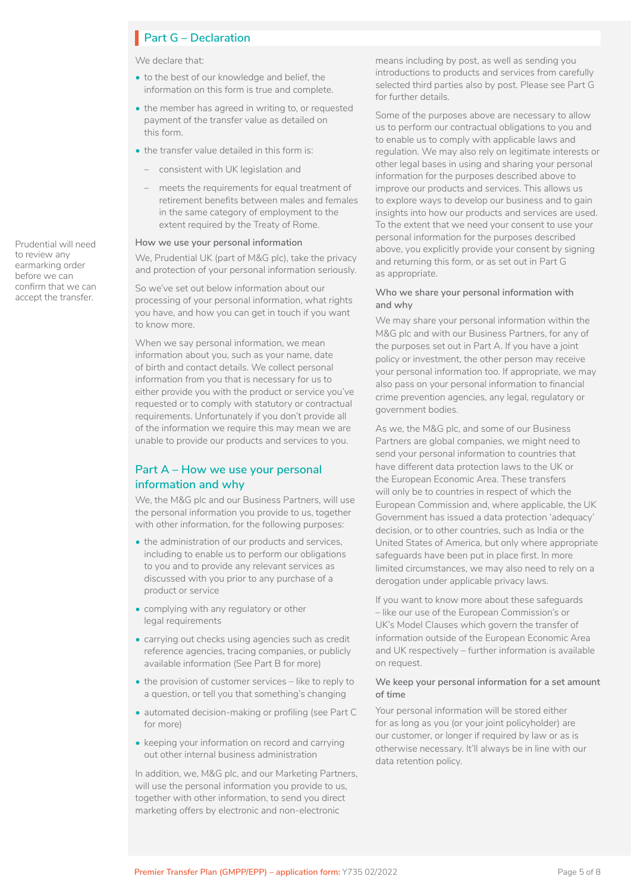## Part G – Declaration

Prudential will need to review any earmarking order before we can confirm that we can accept the transfer.

We declare that:

- to the best of our knowledge and belief, the information on this form is true and complete.
- the member has agreed in writing to, or requested payment of the transfer value as detailed on this form.
- the transfer value detailed in this form is:
  - consistent with UK legislation and
  - meets the requirements for equal treatment of retirement benefits between males and females in the same category of employment to the extent required by the Treaty of Rome.

**How we use your personal information**

We, Prudential UK (part of M&G plc), take the privacy and protection of your personal information seriously.

So we've set out below information about our processing of your personal information, what rights you have, and how you can get in touch if you want to know more.

When we say personal information, we mean information about you, such as your name, date of birth and contact details. We collect personal information from you that is necessary for us to either provide you with the product or service you've requested or to comply with statutory or contractual requirements. Unfortunately if you don't provide all of the information we require this may mean we are unable to provide our products and services to you.

## Part A – How we use your personal information and why

We, the M&G plc and our Business Partners, will use the personal information you provide to us, together with other information, for the following purposes:

- the administration of our products and services, including to enable us to perform our obligations to you and to provide any relevant services as discussed with you prior to any purchase of a product or service
- complying with any regulatory or other legal requirements
- carrying out checks using agencies such as credit reference agencies, tracing companies, or publicly available information (See Part B for more)
- the provision of customer services – like to reply to a question, or tell you that something's changing
- automated decision-making or profiling (see Part C for more)
- keeping your information on record and carrying out other internal business administration

In addition, we, M&G plc, and our Marketing Partners, will use the personal information you provide to us, together with other information, to send you direct marketing offers by electronic and non-electronic means including by post, as well as sending you introductions to products and services from carefully selected third parties also by post. Please see Part G for further details.

Some of the purposes above are necessary to allow us to perform our contractual obligations to you and to enable us to comply with applicable laws and regulation. We may also rely on legitimate interests or other legal bases in using and sharing your personal information for the purposes described above to improve our products and services. This allows us to explore ways to develop our business and to gain insights into how our products and services are used. To the extent that we need your consent to use your personal information for the purposes described above, you explicitly provide your consent by signing and returning this form, or as set out in Part G as appropriate.

**Who we share your personal information with and why**

We may share your personal information within the M&G plc and with our Business Partners, for any of the purposes set out in Part A. If you have a joint policy or investment, the other person may receive your personal information too. If appropriate, we may also pass on your personal information to financial crime prevention agencies, any legal, regulatory or government bodies.

As we, the M&G plc, and some of our Business Partners are global companies, we might need to send your personal information to countries that have different data protection laws to the UK or the European Economic Area. These transfers will only be to countries in respect of which the European Commission and, where applicable, the UK Government has issued a data protection 'adequacy' decision, or to other countries, such as India or the United States of America, but only where appropriate safeguards have been put in place first. In more limited circumstances, we may also need to rely on a derogation under applicable privacy laws.

If you want to know more about these safeguards – like our use of the European Commission's or UK's Model Clauses which govern the transfer of information outside of the European Economic Area and UK respectively – further information is available on request.

**We keep your personal information for a set amount of time**

Your personal information will be stored either for as long as you (or your joint policyholder) are our customer, or longer if required by law or as is otherwise necessary. It'll always be in line with our data retention policy.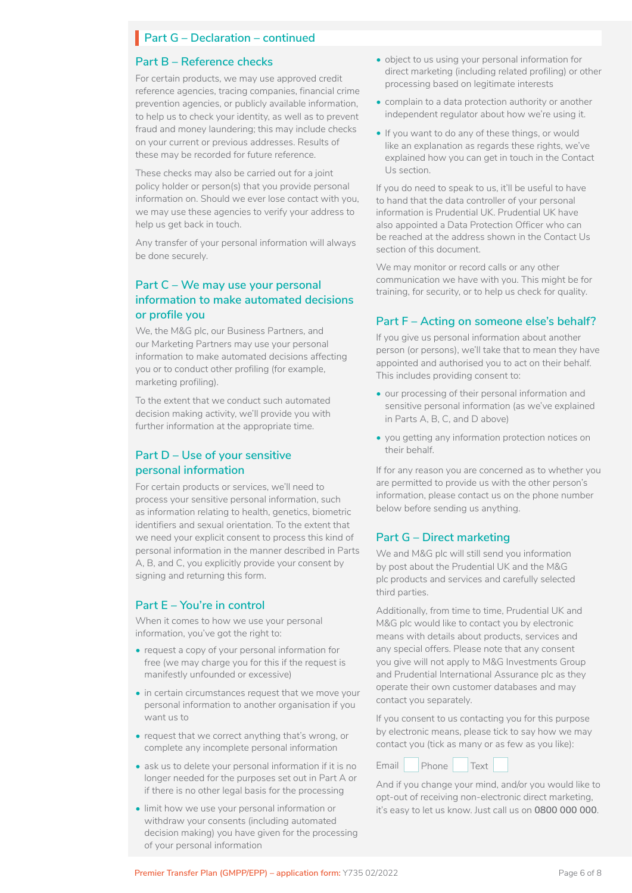## Part G – Declaration – continued

### Part B – Reference checks

For certain products, we may use approved credit reference agencies, tracing companies, financial crime prevention agencies, or publicly available information, to help us to check your identity, as well as to prevent fraud and money laundering; this may include checks on your current or previous addresses. Results of these may be recorded for future reference.

These checks may also be carried out for a joint policy holder or person(s) that you provide personal information on. Should we ever lose contact with you, we may use these agencies to verify your address to help us get back in touch.

Any transfer of your personal information will always be done securely.

### Part C – We may use your personal information to make automated decisions or profile you

We, the M&G plc, our Business Partners, and our Marketing Partners may use your personal information to make automated decisions affecting you or to conduct other profiling (for example, marketing profiling).

To the extent that we conduct such automated decision making activity, we'll provide you with further information at the appropriate time.

### Part D – Use of your sensitive personal information

For certain products or services, we'll need to process your sensitive personal information, such as information relating to health, genetics, biometric identifiers and sexual orientation. To the extent that we need your explicit consent to process this kind of personal information in the manner described in Parts A, B, and C, you explicitly provide your consent by signing and returning this form.

### Part E – You're in control

When it comes to how we use your personal information, you've got the right to:

- request a copy of your personal information for free (we may charge you for this if the request is manifestly unfounded or excessive)
- in certain circumstances request that we move your personal information to another organisation if you want us to
- request that we correct anything that's wrong, or complete any incomplete personal information
- ask us to delete your personal information if it is no longer needed for the purposes set out in Part A or if there is no other legal basis for the processing
- limit how we use your personal information or withdraw your consents (including automated decision making) you have given for the processing of your personal information
- object to us using your personal information for direct marketing (including related profiling) or other processing based on legitimate interests
- complain to a data protection authority or another independent regulator about how we're using it.
- If you want to do any of these things, or would like an explanation as regards these rights, we've explained how you can get in touch in the Contact Us section.

If you do need to speak to us, it'll be useful to have to hand that the data controller of your personal information is Prudential UK. Prudential UK have also appointed a Data Protection Officer who can be reached at the address shown in the Contact Us section of this document.

We may monitor or record calls or any other communication we have with you. This might be for training, for security, or to help us check for quality.

### Part F – Acting on someone else's behalf?

If you give us personal information about another person (or persons), we'll take that to mean they have appointed and authorised you to act on their behalf. This includes providing consent to:

- our processing of their personal information and sensitive personal information (as we've explained in Parts A, B, C, and D above)
- you getting any information protection notices on their behalf.

If for any reason you are concerned as to whether you are permitted to provide us with the other person's information, please contact us on the phone number below before sending us anything.

### Part G – Direct marketing

We and M&G plc will still send you information by post about the Prudential UK and the M&G plc products and services and carefully selected third parties.

Additionally, from time to time, Prudential UK and M&G plc would like to contact you by electronic means with details about products, services and any special offers. Please note that any consent you give will not apply to M&G Investments Group and Prudential International Assurance plc as they operate their own customer databases and may contact you separately.

If you consent to us contacting you for this purpose by electronic means, please tick to say how we may contact you (tick as many or as few as you like):

Email ☐ Phone ☐ Text ☐

And if you change your mind, and/or you would like to opt-out of receiving non-electronic direct marketing, it's easy to let us know. Just call us on **0800 000 000**.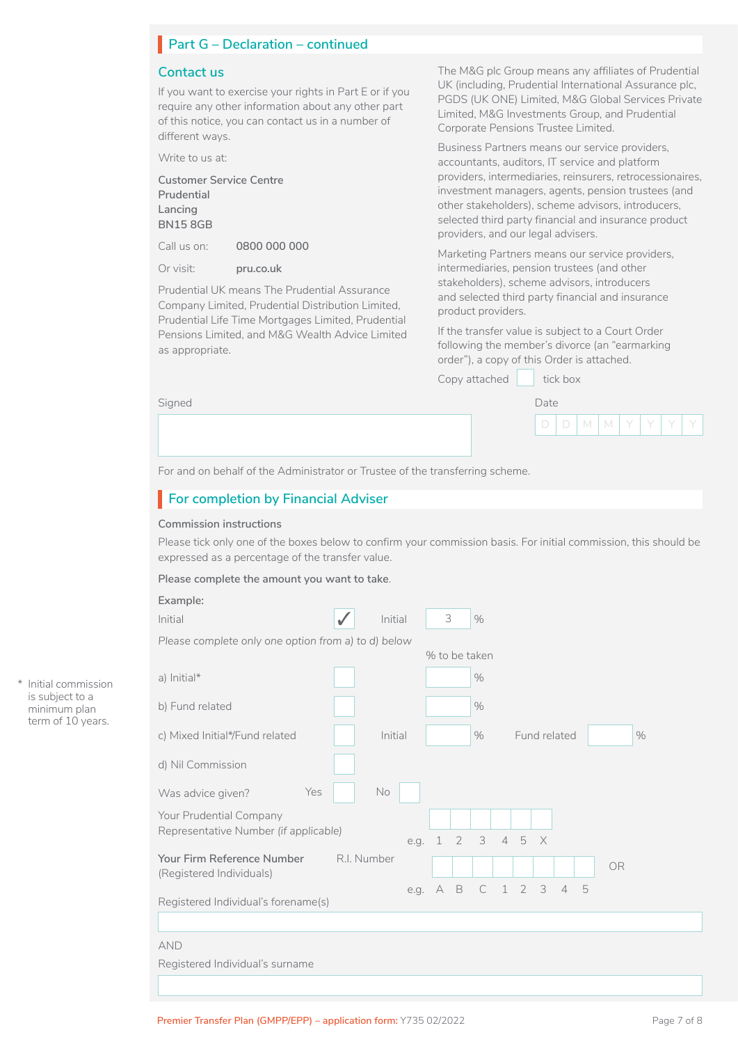## Part G – Declaration – continued

### Contact us

If you want to exercise your rights in Part E or if you require any other information about any other part of this notice, you can contact us in a number of different ways.

Write to us at:

**Customer Service Centre**
**Prudential**
**Lancing**
**BN15 8GB**

Call us on: **0800 000 000**

Or visit: **pru.co.uk**

Prudential UK means The Prudential Assurance Company Limited, Prudential Distribution Limited, Prudential Life Time Mortgages Limited, Prudential Pensions Limited, and M&G Wealth Advice Limited as appropriate.

The M&G plc Group means any affiliates of Prudential UK (including, Prudential International Assurance plc, PGDS (UK ONE) Limited, M&G Global Services Private Limited, M&G Investments Group, and Prudential Corporate Pensions Trustee Limited.

Business Partners means our service providers, accountants, auditors, IT service and platform providers, intermediaries, reinsurers, retrocessionaires, investment managers, agents, pension trustees (and other stakeholders), scheme advisors, introducers, selected third party financial and insurance product providers, and our legal advisers.

Marketing Partners means our service providers, intermediaries, pension trustees (and other stakeholders), scheme advisors, introducers and selected third party financial and insurance product providers.

If the transfer value is subject to a Court Order following the member's divorce (an "earmarking order"), a copy of this Order is attached.

Copy attached ☐ tick box

Signed

Date D D M M Y Y Y Y

For and on behalf of the Administrator or Trustee of the transferring scheme.

## For completion by Financial Adviser

**Commission instructions**

Please tick only one of the boxes below to confirm your commission basis. For initial commission, this should be expressed as a percentage of the transfer value.

**Please complete the amount you want to take.**

**Example:**

Initial ✓ Initial 3 %

*Please complete only one option from a) to d) below*

| | | % to be taken | | |
|---|---|---|---|---|
| a) Initial* | ☐ | % | | |
| b) Fund related | ☐ | % | | |
| c) Mixed Initial*/Fund related | ☐ | Initial % | Fund related | % |
| d) Nil Commission | ☐ | | | |

\* Initial commission is subject to a minimum plan term of 10 years.

Was advice given? Yes ☐ No ☐

Your Prudential Company Representative Number *(if applicable)* e.g. 1 2 3 4 5 X

**Your Firm Reference Number** (Registered Individuals) R.I. Number e.g. A B C 1 2 3 4 5 OR

Registered Individual's forename(s)

AND

Registered Individual's surname

Premier Transfer Plan (GMPP/EPP) – application form: Y735 02/2022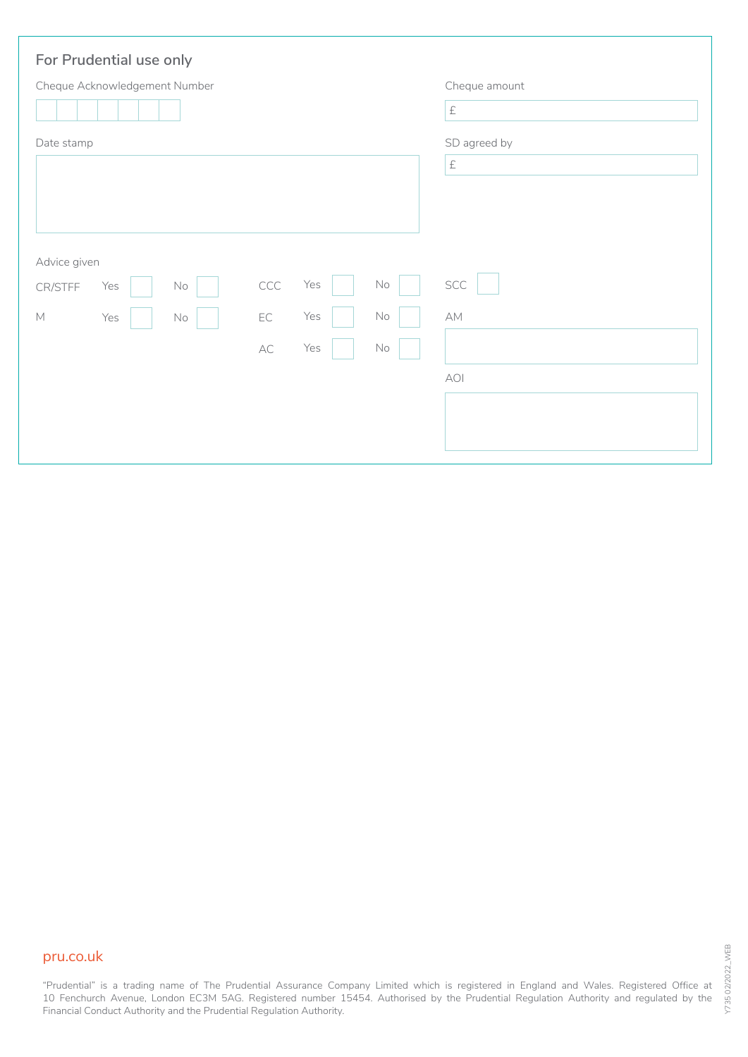## For Prudential use only

Cheque Acknowledgement Number

Cheque amount

£

Date stamp

SD agreed by

£

Advice given

| | | | | | | | |
|---|---|---|---|---|---|---|---|
| CR/STFF | Yes | No | CCC | Yes | No | SCC | |
| M | Yes | No | EC | Yes | No | AM | |
| | | | AC | Yes | No | | |

AOI

pru.co.uk

"Prudential" is a trading name of The Prudential Assurance Company Limited which is registered in England and Wales. Registered Office at 10 Fenchurch Avenue, London EC3M 5AG. Registered number 15454. Authorised by the Prudential Regulation Authority and regulated by the Financial Conduct Authority and the Prudential Regulation Authority.

Y735 02/2022_WEB